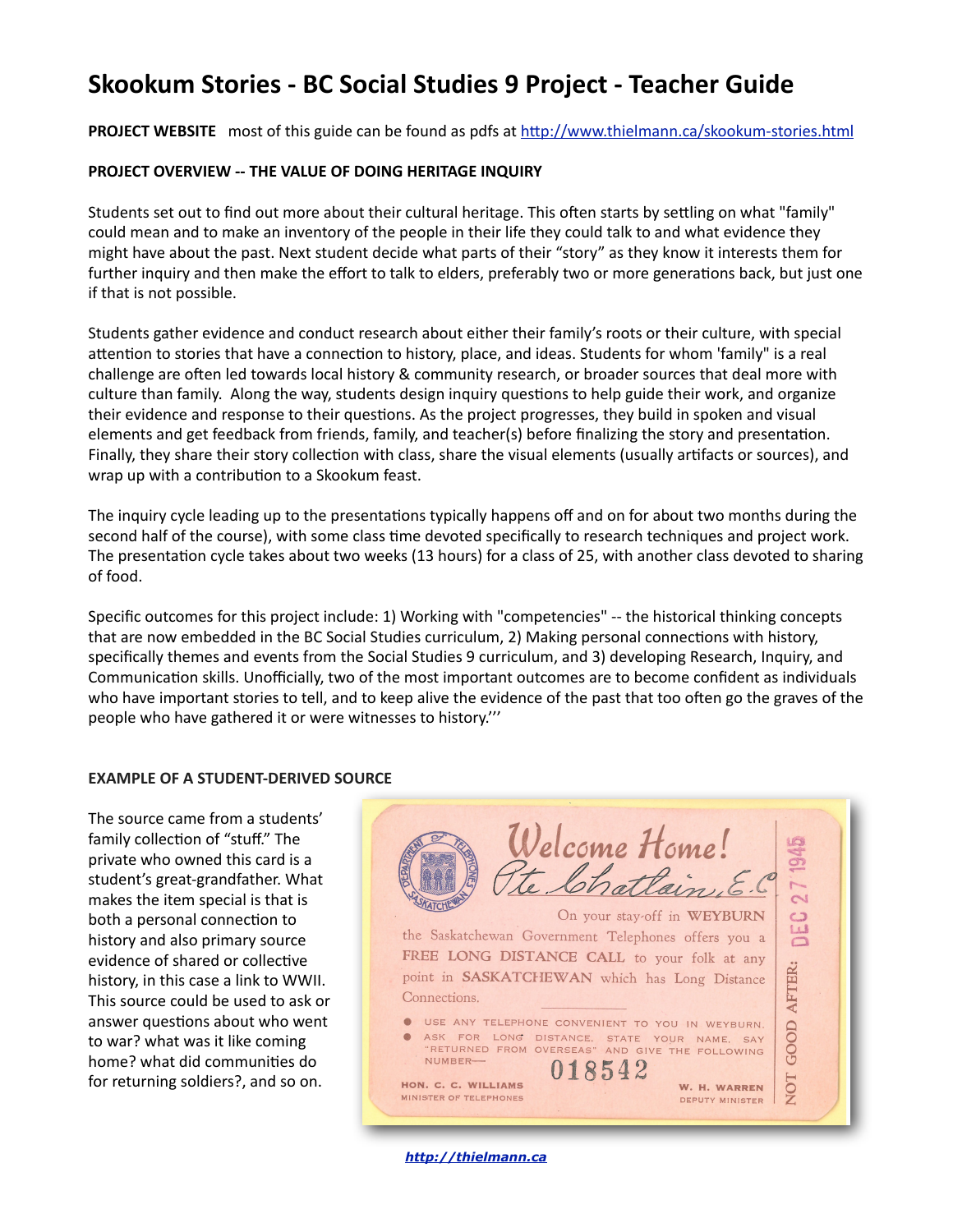# Skookum Stories - BC Social Studies 9 Project - Teacher Guide

**PROJECT WEBSITE** most of this guide can be found as pdfs at http://www.thielmann.ca/skookum-stories.html

**PROJECT OVERVIEW -- THE VALUE OF DOING HERITAGE INQUIRY**

Students set out to find out more about their cultural heritage. This often starts by settling on what "family" could mean and to make an inventory of the people in their life they could talk to and what evidence they might have about the past. Next student decide what parts of their "story" as they know it interests them for further inquiry and then make the effort to talk to elders, preferably two or more generations back, but just one if that is not possible.

Students gather evidence and conduct research about either their family's roots or their culture, with special attention to stories that have a connection to history, place, and ideas. Students for whom 'family" is a real challenge are often led towards local history & community research, or broader sources that deal more with culture than family. Along the way, students design inquiry questions to help guide their work, and organize their evidence and response to their questions. As the project progresses, they build in spoken and visual elements and get feedback from friends, family, and teacher(s) before finalizing the story and presentation. Finally, they share their story collection with class, share the visual elements (usually artifacts or sources), and wrap up with a contribution to a Skookum feast.

The inquiry cycle leading up to the presentations typically happens off and on for about two months during the second half of the course), with some class time devoted specifically to research techniques and project work. The presentation cycle takes about two weeks (13 hours) for a class of 25, with another class devoted to sharing of food.

Specific outcomes for this project include: 1) Working with "competencies" -- the historical thinking concepts that are now embedded in the BC Social Studies curriculum, 2) Making personal connections with history, specifically themes and events from the Social Studies 9 curriculum, and 3) developing Research, Inquiry, and Communication skills. Unofficially, two of the most important outcomes are to become confident as individuals who have important stories to tell, and to keep alive the evidence of the past that too often go the graves of the people who have gathered it or were witnesses to history.'''

**EXAMPLE OF A STUDENT-DERIVED SOURCE**

The source came from a students' family collection of "stuff." The private who owned this card is a student's great-grandfather. What makes the item special is that is both a personal connection to history and also primary source evidence of shared or collective history, in this case a link to WWII. This source could be used to ask or answer questions about who went to war? what was it like coming home? what did communities do for returning soldiers?, and so on.

Welcome Home!
Pte. Chatlain, E.C.

On your stay-off in WEYBURN the Saskatchewan Government Telephones offers you a FREE LONG DISTANCE CALL to your folk at any point in SASKATCHEWAN which has Long Distance Connections.

- USE ANY TELEPHONE CONVENIENT TO YOU IN WEYBURN.
- ASK FOR LONG DISTANCE, STATE YOUR NAME, SAY "RETURNED FROM OVERSEAS" AND GIVE THE FOLLOWING NUMBER— 018542

HON. C. C. WILLIAMS, MINISTER OF TELEPHONES — W. H. WARREN, DEPUTY MINISTER

NOT GOOD AFTER: DEC 27 1945

http://thielmann.ca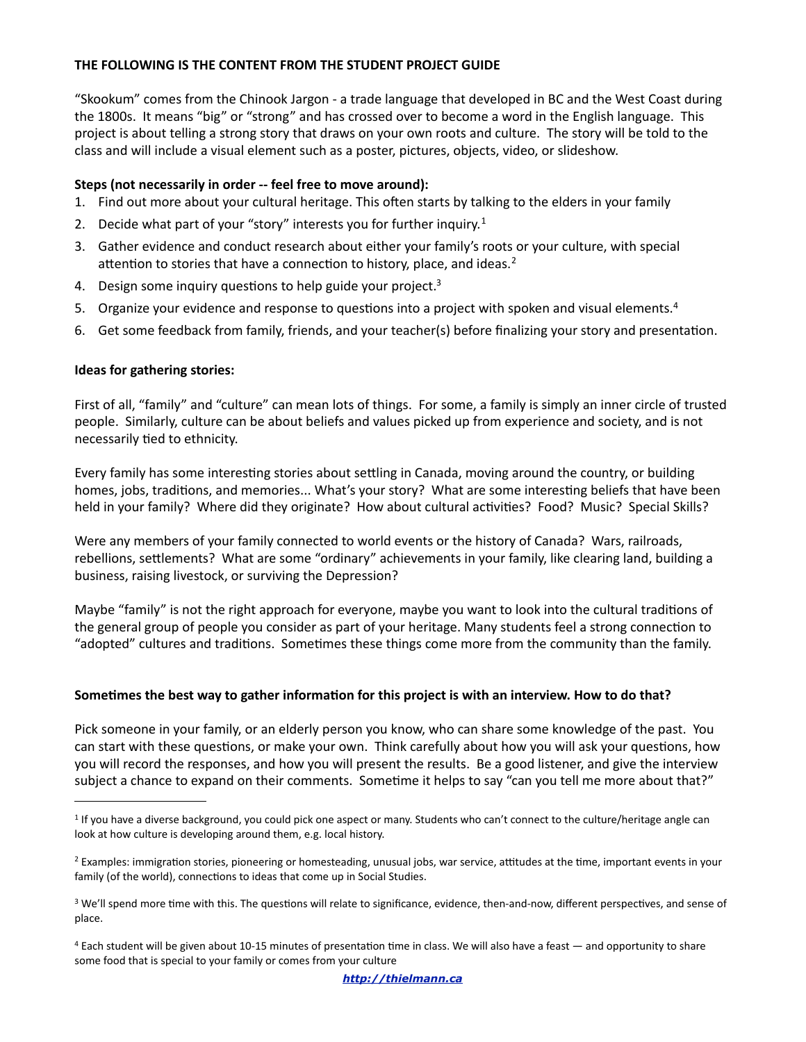**THE FOLLOWING IS THE CONTENT FROM THE STUDENT PROJECT GUIDE**

"Skookum" comes from the Chinook Jargon - a trade language that developed in BC and the West Coast during the 1800s. It means "big" or "strong" and has crossed over to become a word in the English language. This project is about telling a strong story that draws on your own roots and culture. The story will be told to the class and will include a visual element such as a poster, pictures, objects, video, or slideshow.

**Steps (not necessarily in order -- feel free to move around):**

1. Find out more about your cultural heritage. This often starts by talking to the elders in your family
2. Decide what part of your "story" interests you for further inquiry.[1]
3. Gather evidence and conduct research about either your family's roots or your culture, with special attention to stories that have a connection to history, place, and ideas.[2]
4. Design some inquiry questions to help guide your project.[3]
5. Organize your evidence and response to questions into a project with spoken and visual elements.[4]
6. Get some feedback from family, friends, and your teacher(s) before finalizing your story and presentation.

**Ideas for gathering stories:**

First of all, "family" and "culture" can mean lots of things. For some, a family is simply an inner circle of trusted people. Similarly, culture can be about beliefs and values picked up from experience and society, and is not necessarily tied to ethnicity.

Every family has some interesting stories about settling in Canada, moving around the country, or building homes, jobs, traditions, and memories... What's your story? What are some interesting beliefs that have been held in your family? Where did they originate? How about cultural activities? Food? Music? Special Skills?

Were any members of your family connected to world events or the history of Canada? Wars, railroads, rebellions, settlements? What are some "ordinary" achievements in your family, like clearing land, building a business, raising livestock, or surviving the Depression?

Maybe "family" is not the right approach for everyone, maybe you want to look into the cultural traditions of the general group of people you consider as part of your heritage. Many students feel a strong connection to "adopted" cultures and traditions. Sometimes these things come more from the community than the family.

**Sometimes the best way to gather information for this project is with an interview. How to do that?**

Pick someone in your family, or an elderly person you know, who can share some knowledge of the past. You can start with these questions, or make your own. Think carefully about how you will ask your questions, how you will record the responses, and how you will present the results. Be a good listener, and give the interview subject a chance to expand on their comments. Sometime it helps to say "can you tell me more about that?"

---

[1] If you have a diverse background, you could pick one aspect or many. Students who can't connect to the culture/heritage angle can look at how culture is developing around them, e.g. local history.

[2] Examples: immigration stories, pioneering or homesteading, unusual jobs, war service, attitudes at the time, important events in your family (of the world), connections to ideas that come up in Social Studies.

[3] We'll spend more time with this. The questions will relate to significance, evidence, then-and-now, different perspectives, and sense of place.

[4] Each student will be given about 10-15 minutes of presentation time in class. We will also have a feast — and opportunity to share some food that is special to your family or comes from your culture

*http://thielmann.ca*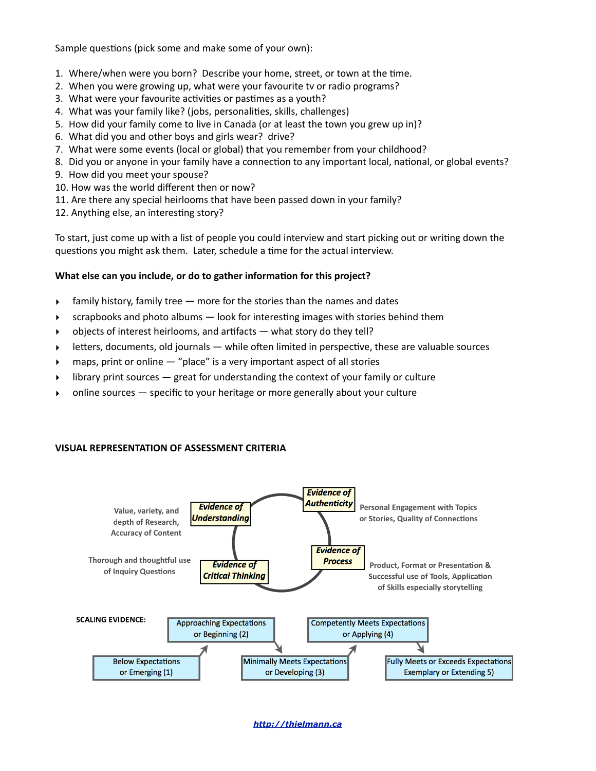Sample questions (pick some and make some of your own):

1. Where/when were you born? Describe your home, street, or town at the time.
2. When you were growing up, what were your favourite tv or radio programs?
3. What were your favourite activities or pastimes as a youth?
4. What was your family like? (jobs, personalities, skills, challenges)
5. How did your family come to live in Canada (or at least the town you grew up in)?
6. What did you and other boys and girls wear? drive?
7. What were some events (local or global) that you remember from your childhood?
8. Did you or anyone in your family have a connection to any important local, national, or global events?
9. How did you meet your spouse?
10. How was the world different then or now?
11. Are there any special heirlooms that have been passed down in your family?
12. Anything else, an interesting story?

To start, just come up with a list of people you could interview and start picking out or writing down the questions you might ask them. Later, schedule a time for the actual interview.

**What else can you include, or do to gather information for this project?**

- family history, family tree — more for the stories than the names and dates
- scrapbooks and photo albums — look for interesting images with stories behind them
- objects of interest heirlooms, and artifacts — what story do they tell?
- letters, documents, old journals — while often limited in perspective, these are valuable sources
- maps, print or online — "place" is a very important aspect of all stories
- library print sources — great for understanding the context of your family or culture
- online sources — specific to your heritage or more generally about your culture

**VISUAL REPRESENTATION OF ASSESSMENT CRITERIA**

***Evidence of Understanding*** — Value, variety, and depth of Research, Accuracy of Content

***Evidence of Authenticity*** — Personal Engagement with Topics or Stories, Quality of Connections

***Evidence of Critical Thinking*** — Thorough and thoughtful use of Inquiry Questions

***Evidence of Process*** — Product, Format or Presentation & Successful use of Tools, Application of Skills especially storytelling

**SCALING EVIDENCE:**

- Below Expectations or Emerging (1)
- Approaching Expectations or Beginning (2)
- Minimally Meets Expectations or Developing (3)
- Competently Meets Expectations or Applying (4)
- Fully Meets or Exceeds Expectations Exemplary or Extending 5)

http://thielmann.ca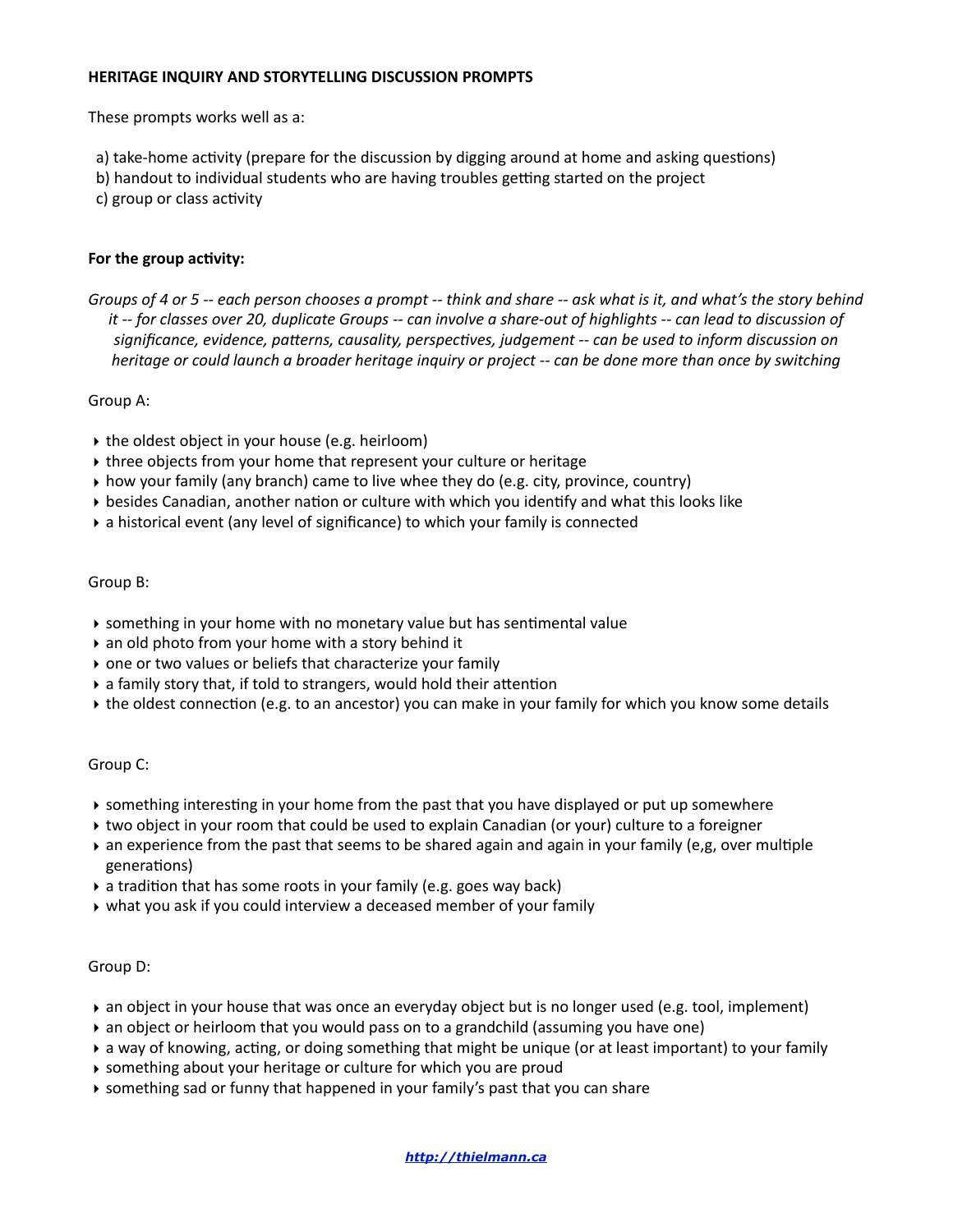**HERITAGE INQUIRY AND STORYTELLING DISCUSSION PROMPTS**

These prompts works well as a:

a) take-home activity (prepare for the discussion by digging around at home and asking questions)
b) handout to individual students who are having troubles getting started on the project
c) group or class activity

**For the group activity:**

*Groups of 4 or 5 -- each person chooses a prompt -- think and share -- ask what is it, and what's the story behind it -- for classes over 20, duplicate Groups -- can involve a share-out of highlights -- can lead to discussion of significance, evidence, patterns, causality, perspectives, judgement -- can be used to inform discussion on heritage or could launch a broader heritage inquiry or project -- can be done more than once by switching*

Group A:

- the oldest object in your house (e.g. heirloom)
- three objects from your home that represent your culture or heritage
- how your family (any branch) came to live whee they do (e.g. city, province, country)
- besides Canadian, another nation or culture with which you identify and what this looks like
- a historical event (any level of significance) to which your family is connected

Group B:

- something in your home with no monetary value but has sentimental value
- an old photo from your home with a story behind it
- one or two values or beliefs that characterize your family
- a family story that, if told to strangers, would hold their attention
- the oldest connection (e.g. to an ancestor) you can make in your family for which you know some details

Group C:

- something interesting in your home from the past that you have displayed or put up somewhere
- two object in your room that could be used to explain Canadian (or your) culture to a foreigner
- an experience from the past that seems to be shared again and again in your family (e,g, over multiple generations)
- a tradition that has some roots in your family (e.g. goes way back)
- what you ask if you could interview a deceased member of your family

Group D:

- an object in your house that was once an everyday object but is no longer used (e.g. tool, implement)
- an object or heirloom that you would pass on to a grandchild (assuming you have one)
- a way of knowing, acting, or doing something that might be unique (or at least important) to your family
- something about your heritage or culture for which you are proud
- something sad or funny that happened in your family's past that you can share

[http://thielmann.ca](http://thielmann.ca)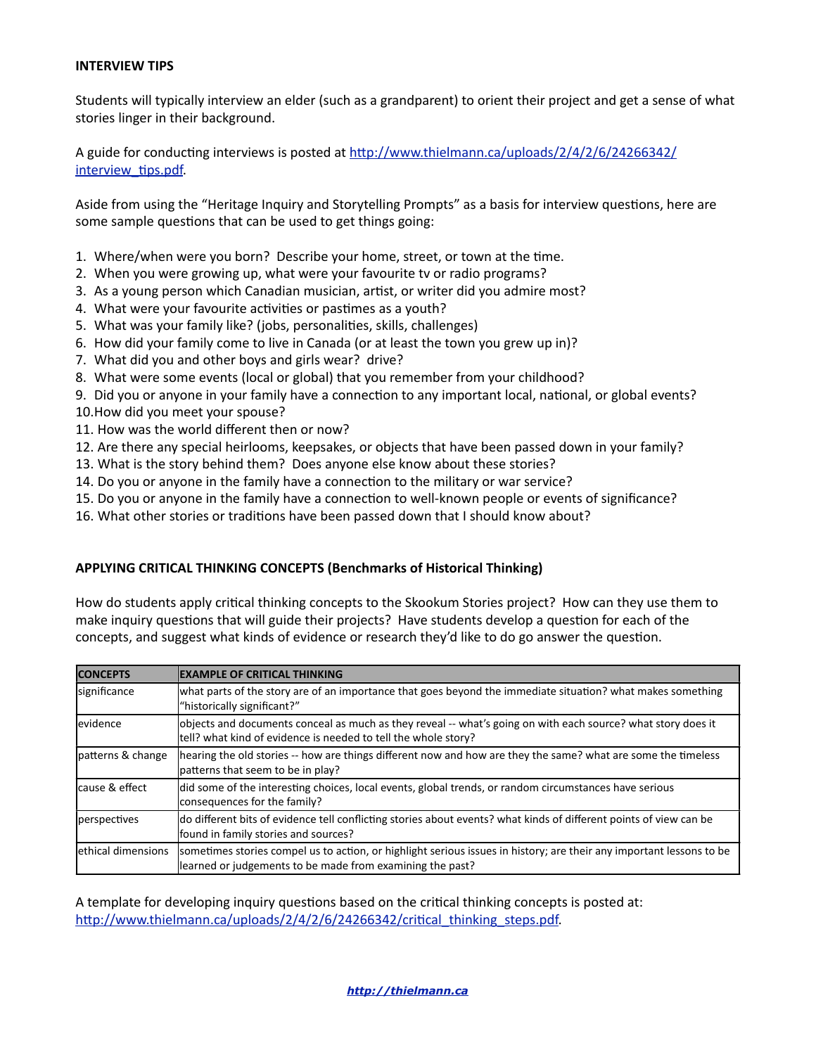**INTERVIEW TIPS**

Students will typically interview an elder (such as a grandparent) to orient their project and get a sense of what stories linger in their background.

A guide for conducting interviews is posted at [http://www.thielmann.ca/uploads/2/4/2/6/24266342/interview_tips.pdf](http://www.thielmann.ca/uploads/2/4/2/6/24266342/interview_tips.pdf).

Aside from using the "Heritage Inquiry and Storytelling Prompts" as a basis for interview questions, here are some sample questions that can be used to get things going:

1. Where/when were you born? Describe your home, street, or town at the time.
2. When you were growing up, what were your favourite tv or radio programs?
3. As a young person which Canadian musician, artist, or writer did you admire most?
4. What were your favourite activities or pastimes as a youth?
5. What was your family like? (jobs, personalities, skills, challenges)
6. How did your family come to live in Canada (or at least the town you grew up in)?
7. What did you and other boys and girls wear? drive?
8. What were some events (local or global) that you remember from your childhood?
9. Did you or anyone in your family have a connection to any important local, national, or global events?
10. How did you meet your spouse?
11. How was the world different then or now?
12. Are there any special heirlooms, keepsakes, or objects that have been passed down in your family?
13. What is the story behind them? Does anyone else know about these stories?
14. Do you or anyone in the family have a connection to the military or war service?
15. Do you or anyone in the family have a connection to well-known people or events of significance?
16. What other stories or traditions have been passed down that I should know about?

**APPLYING CRITICAL THINKING CONCEPTS (Benchmarks of Historical Thinking)**

How do students apply critical thinking concepts to the Skookum Stories project? How can they use them to make inquiry questions that will guide their projects? Have students develop a question for each of the concepts, and suggest what kinds of evidence or research they'd like to do go answer the question.

| CONCEPTS | EXAMPLE OF CRITICAL THINKING |
|---|---|
| significance | what parts of the story are of an importance that goes beyond the immediate situation? what makes something "historically significant?" |
| evidence | objects and documents conceal as much as they reveal -- what's going on with each source? what story does it tell? what kind of evidence is needed to tell the whole story? |
| patterns & change | hearing the old stories -- how are things different now and how are they the same? what are some the timeless patterns that seem to be in play? |
| cause & effect | did some of the interesting choices, local events, global trends, or random circumstances have serious consequences for the family? |
| perspectives | do different bits of evidence tell conflicting stories about events? what kinds of different points of view can be found in family stories and sources? |
| ethical dimensions | sometimes stories compel us to action, or highlight serious issues in history; are their any important lessons to be learned or judgements to be made from examining the past? |

A template for developing inquiry questions based on the critical thinking concepts is posted at: [http://www.thielmann.ca/uploads/2/4/2/6/24266342/critical_thinking_steps.pdf](http://www.thielmann.ca/uploads/2/4/2/6/24266342/critical_thinking_steps.pdf).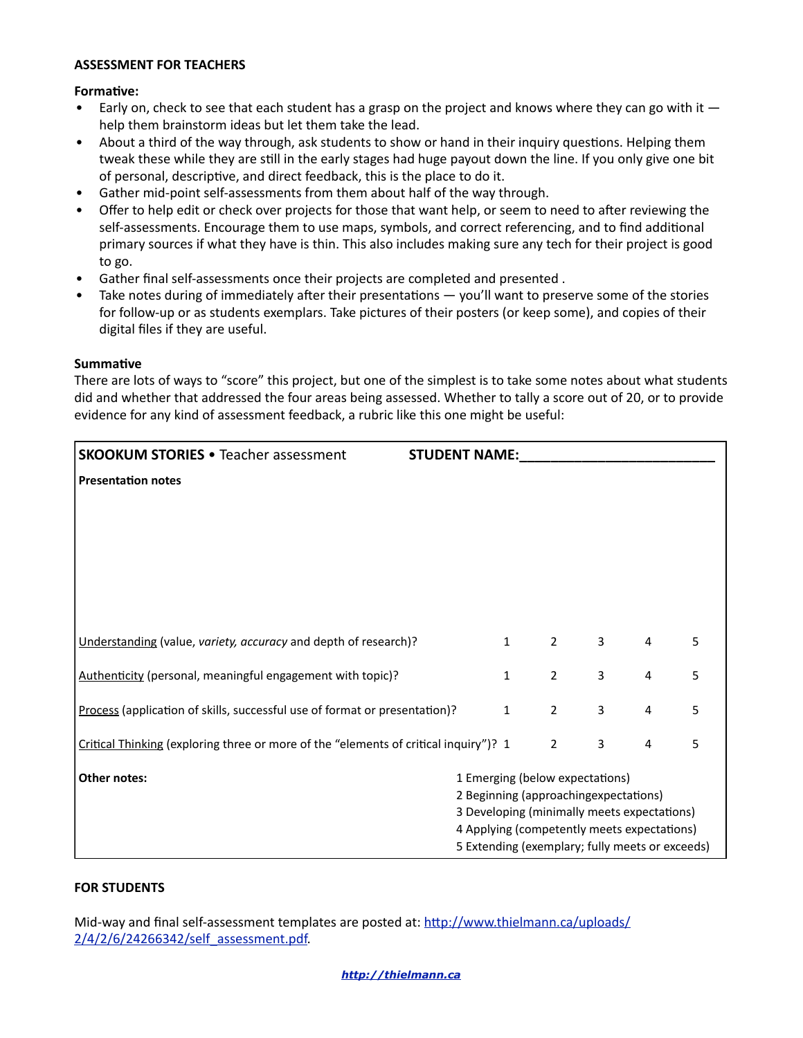**ASSESSMENT FOR TEACHERS**

**Formative:**

- Early on, check to see that each student has a grasp on the project and knows where they can go with it — help them brainstorm ideas but let them take the lead.
- About a third of the way through, ask students to show or hand in their inquiry questions. Helping them tweak these while they are still in the early stages had huge payout down the line. If you only give one bit of personal, descriptive, and direct feedback, this is the place to do it.
- Gather mid-point self-assessments from them about half of the way through.
- Offer to help edit or check over projects for those that want help, or seem to need to after reviewing the self-assessments. Encourage them to use maps, symbols, and correct referencing, and to find additional primary sources if what they have is thin. This also includes making sure any tech for their project is good to go.
- Gather final self-assessments once their projects are completed and presented .
- Take notes during of immediately after their presentations — you'll want to preserve some of the stories for follow-up or as students exemplars. Take pictures of their posters (or keep some), and copies of their digital files if they are useful.

**Summative**

There are lots of ways to "score" this project, but one of the simplest is to take some notes about what students did and whether that addressed the four areas being assessed. Whether to tally a score out of 20, or to provide evidence for any kind of assessment feedback, a rubric like this one might be useful:

| **SKOOKUM STORIES** • Teacher assessment | **STUDENT NAME:**________________________ | | | | |
|---|---|---|---|---|---|
| **Presentation notes** | | | | | |
| Understanding (value, *variety, accuracy* and depth of research)? | 1 | 2 | 3 | 4 | 5 |
| Authenticity (personal, meaningful engagement with topic)? | 1 | 2 | 3 | 4 | 5 |
| Process (application of skills, successful use of format or presentation)? | 1 | 2 | 3 | 4 | 5 |
| Critical Thinking (exploring three or more of the "elements of critical inquiry")? | 1 | 2 | 3 | 4 | 5 |
| **Other notes:** | 1 Emerging (below expectations)<br>2 Beginning (approachingexpectations)<br>3 Developing (minimally meets expectations)<br>4 Applying (competently meets expectations)<br>5 Extending (exemplary; fully meets or exceeds) | | | | |

**FOR STUDENTS**

Mid-way and final self-assessment templates are posted at: http://www.thielmann.ca/uploads/2/4/2/6/24266342/self_assessment.pdf.

***http://thielmann.ca***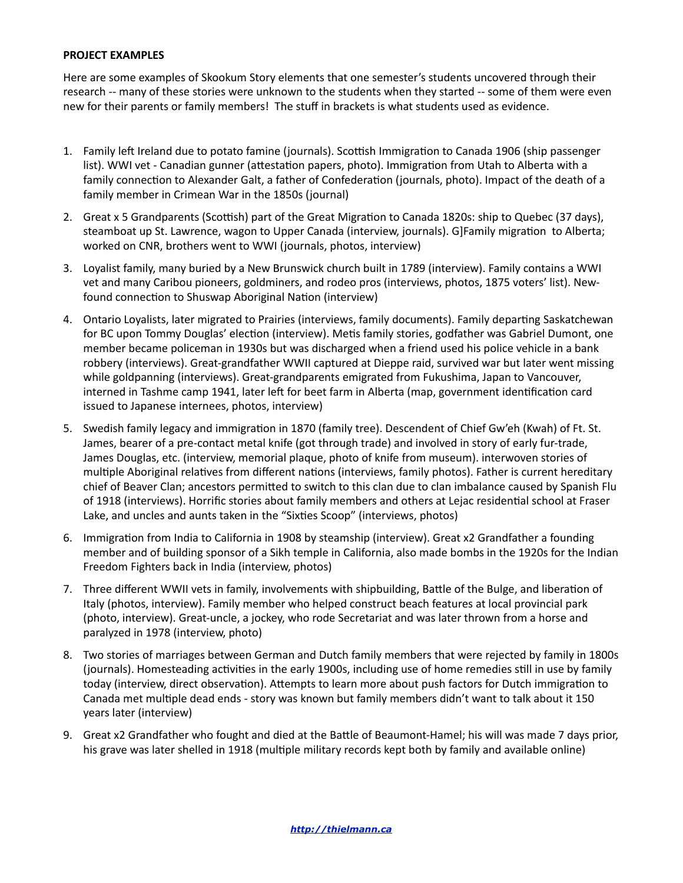**PROJECT EXAMPLES**

Here are some examples of Skookum Story elements that one semester's students uncovered through their research -- many of these stories were unknown to the students when they started -- some of them were even new for their parents or family members! The stuff in brackets is what students used as evidence.

1. Family left Ireland due to potato famine (journals). Scottish Immigration to Canada 1906 (ship passenger list). WWI vet - Canadian gunner (attestation papers, photo). Immigration from Utah to Alberta with a family connection to Alexander Galt, a father of Confederation (journals, photo). Impact of the death of a family member in Crimean War in the 1850s (journal)
2. Great x 5 Grandparents (Scottish) part of the Great Migration to Canada 1820s: ship to Quebec (37 days), steamboat up St. Lawrence, wagon to Upper Canada (interview, journals). G]Family migration to Alberta; worked on CNR, brothers went to WWI (journals, photos, interview)
3. Loyalist family, many buried by a New Brunswick church built in 1789 (interview). Family contains a WWI vet and many Caribou pioneers, goldminers, and rodeo pros (interviews, photos, 1875 voters' list). New-found connection to Shuswap Aboriginal Nation (interview)
4. Ontario Loyalists, later migrated to Prairies (interviews, family documents). Family departing Saskatchewan for BC upon Tommy Douglas' election (interview). Metis family stories, godfather was Gabriel Dumont, one member became policeman in 1930s but was discharged when a friend used his police vehicle in a bank robbery (interviews). Great-grandfather WWII captured at Dieppe raid, survived war but later went missing while goldpanning (interviews). Great-grandparents emigrated from Fukushima, Japan to Vancouver, interned in Tashme camp 1941, later left for beet farm in Alberta (map, government identification card issued to Japanese internees, photos, interview)
5. Swedish family legacy and immigration in 1870 (family tree). Descendent of Chief Gw'eh (Kwah) of Ft. St. James, bearer of a pre-contact metal knife (got through trade) and involved in story of early fur-trade, James Douglas, etc. (interview, memorial plaque, photo of knife from museum). interwoven stories of multiple Aboriginal relatives from different nations (interviews, family photos). Father is current hereditary chief of Beaver Clan; ancestors permitted to switch to this clan due to clan imbalance caused by Spanish Flu of 1918 (interviews). Horrific stories about family members and others at Lejac residential school at Fraser Lake, and uncles and aunts taken in the "Sixties Scoop" (interviews, photos)
6. Immigration from India to California in 1908 by steamship (interview). Great x2 Grandfather a founding member and of building sponsor of a Sikh temple in California, also made bombs in the 1920s for the Indian Freedom Fighters back in India (interview, photos)
7. Three different WWII vets in family, involvements with shipbuilding, Battle of the Bulge, and liberation of Italy (photos, interview). Family member who helped construct beach features at local provincial park (photo, interview). Great-uncle, a jockey, who rode Secretariat and was later thrown from a horse and paralyzed in 1978 (interview, photo)
8. Two stories of marriages between German and Dutch family members that were rejected by family in 1800s (journals). Homesteading activities in the early 1900s, including use of home remedies still in use by family today (interview, direct observation). Attempts to learn more about push factors for Dutch immigration to Canada met multiple dead ends - story was known but family members didn't want to talk about it 150 years later (interview)
9. Great x2 Grandfather who fought and died at the Battle of Beaumont-Hamel; his will was made 7 days prior, his grave was later shelled in 1918 (multiple military records kept both by family and available online)

***http://thielmann.ca***